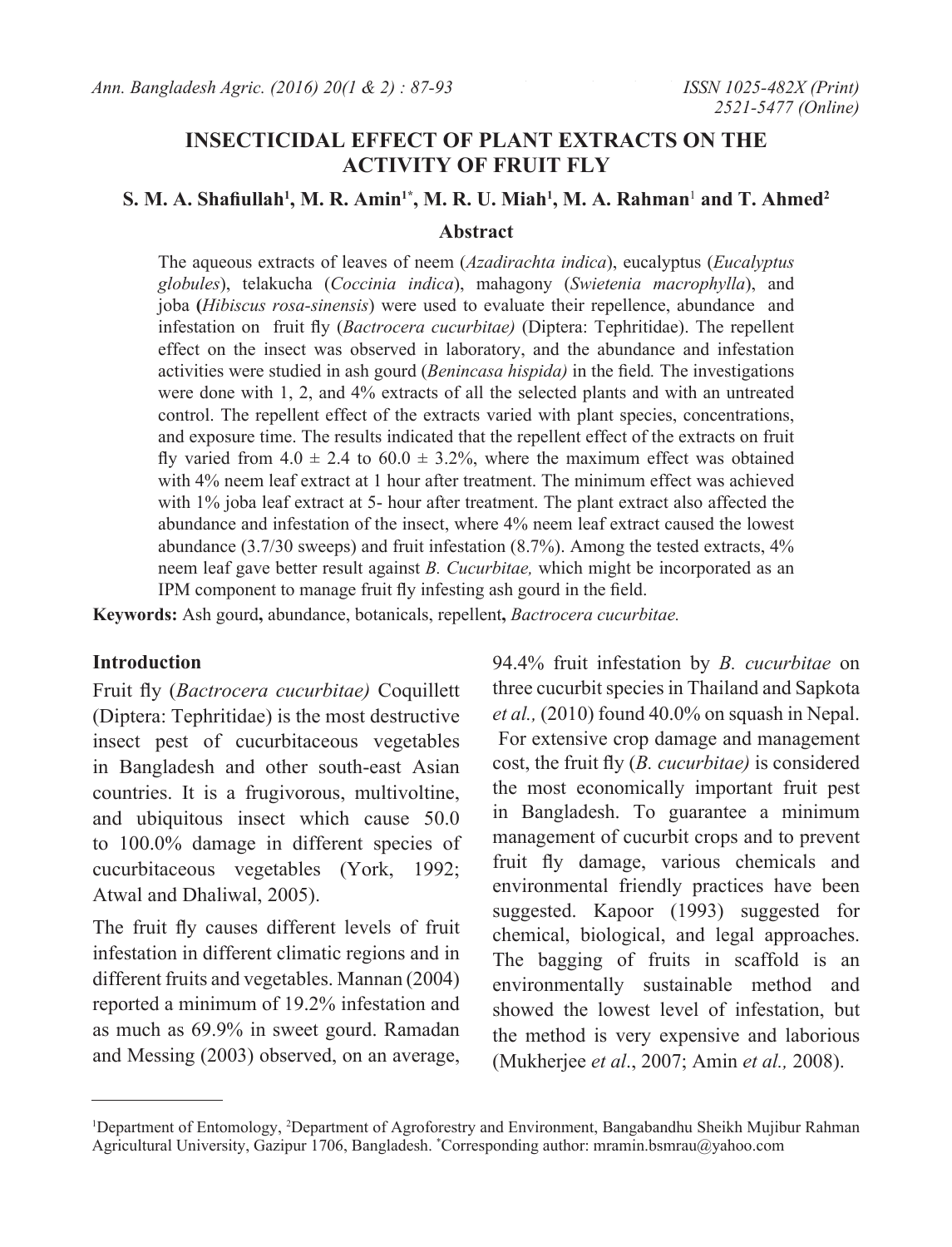# INSECTICIDAL EFFECT OF PLANT EXTRACTS ON THE ACTIVITY OF FRUIT FLY

**S. M. A. Shafiullah[1], M. R. Amin[1*], M. R. U. Miah[1], M. A. Rahman[1] and T. Ahmed[2]**

## Abstract

The aqueous extracts of leaves of neem (*Azadirachta indica*), eucalyptus (*Eucalyptus globules*), telakucha (*Coccinia indica*), mahagony (*Swietenia macrophylla*), and joba (*Hibiscus rosa-sinensis*) were used to evaluate their repellence, abundance and infestation on fruit fly (*Bactrocera cucurbitae)* (Diptera: Tephritidae). The repellent effect on the insect was observed in laboratory, and the abundance and infestation activities were studied in ash gourd (*Benincasa hispida)* in the field*.* The investigations were done with 1, 2, and 4% extracts of all the selected plants and with an untreated control. The repellent effect of the extracts varied with plant species, concentrations, and exposure time. The results indicated that the repellent effect of the extracts on fruit fly varied from 4.0 ± 2.4 to 60.0 ± 3.2%, where the maximum effect was obtained with 4% neem leaf extract at 1 hour after treatment. The minimum effect was achieved with 1% joba leaf extract at 5- hour after treatment. The plant extract also affected the abundance and infestation of the insect, where 4% neem leaf extract caused the lowest abundance (3.7/30 sweeps) and fruit infestation (8.7%). Among the tested extracts, 4% neem leaf gave better result against *B. Cucurbitae,* which might be incorporated as an IPM component to manage fruit fly infesting ash gourd in the field.

**Keywords:** Ash gourd**,** abundance, botanicals, repellent**,** *Bactrocera cucurbitae.*

## Introduction

Fruit fly (*Bactrocera cucurbitae)* Coquillett (Diptera: Tephritidae) is the most destructive insect pest of cucurbitaceous vegetables in Bangladesh and other south-east Asian countries. It is a frugivorous, multivoltine, and ubiquitous insect which cause 50.0 to 100.0% damage in different species of cucurbitaceous vegetables (York, 1992; Atwal and Dhaliwal, 2005).

The fruit fly causes different levels of fruit infestation in different climatic regions and in different fruits and vegetables. Mannan (2004) reported a minimum of 19.2% infestation and as much as 69.9% in sweet gourd. Ramadan and Messing (2003) observed, on an average, 94.4% fruit infestation by *B. cucurbitae* on three cucurbit species in Thailand and Sapkota *et al.,* (2010) found 40.0% on squash in Nepal. For extensive crop damage and management cost, the fruit fly (*B. cucurbitae)* is considered the most economically important fruit pest in Bangladesh. To guarantee a minimum management of cucurbit crops and to prevent fruit fly damage, various chemicals and environmental friendly practices have been suggested. Kapoor (1993) suggested for chemical, biological, and legal approaches. The bagging of fruits in scaffold is an environmentally sustainable method and showed the lowest level of infestation, but the method is very expensive and laborious (Mukherjee *et al*., 2007; Amin *et al.,* 2008).

---

[1]Department of Entomology, [2]Department of Agroforestry and Environment, Bangabandhu Sheikh Mujibur Rahman Agricultural University, Gazipur 1706, Bangladesh. [*]Corresponding author: mramin.bsmrau@yahoo.com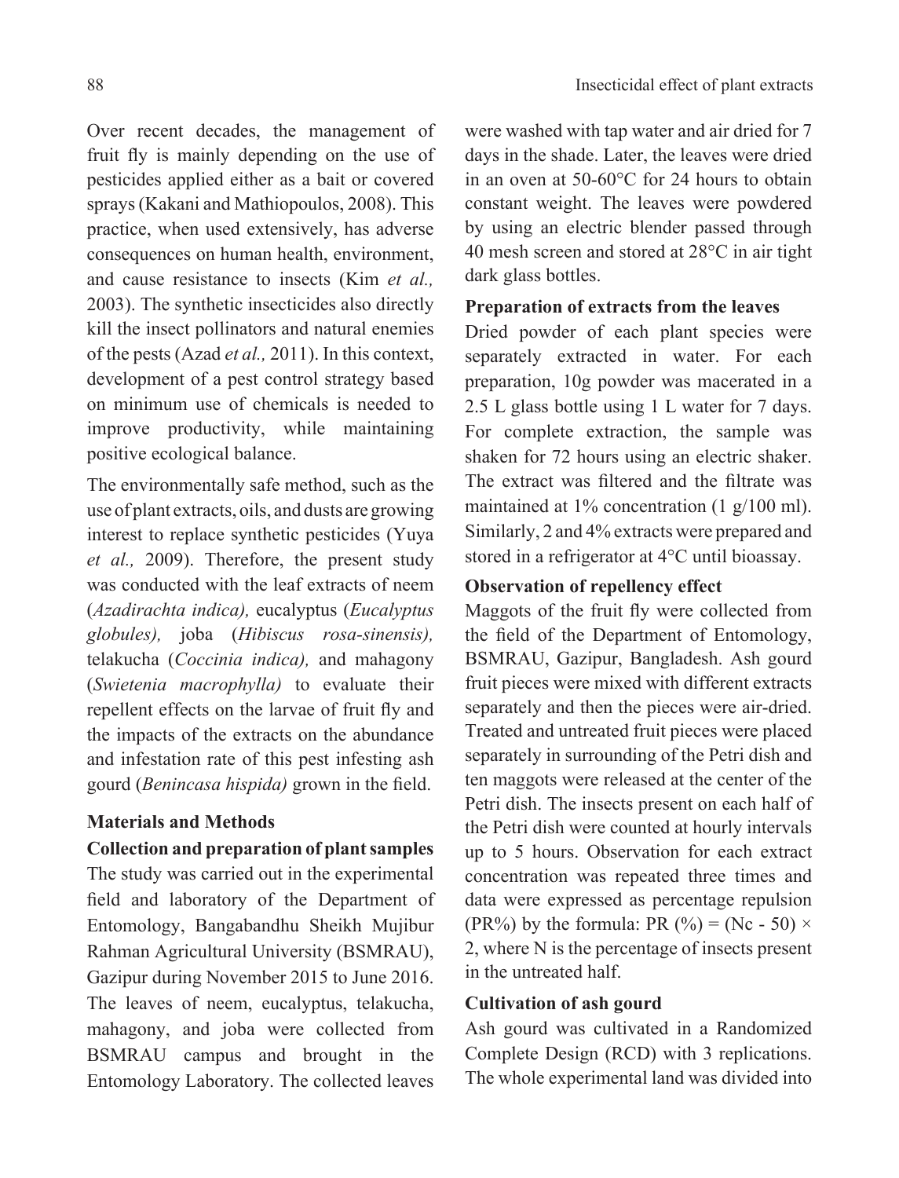Over recent decades, the management of fruit fly is mainly depending on the use of pesticides applied either as a bait or covered sprays (Kakani and Mathiopoulos, 2008). This practice, when used extensively, has adverse consequences on human health, environment, and cause resistance to insects (Kim *et al.,* 2003). The synthetic insecticides also directly kill the insect pollinators and natural enemies of the pests (Azad *et al.,* 2011). In this context, development of a pest control strategy based on minimum use of chemicals is needed to improve productivity, while maintaining positive ecological balance.

The environmentally safe method, such as the use of plant extracts, oils, and dusts are growing interest to replace synthetic pesticides (Yuya *et al.,* 2009). Therefore, the present study was conducted with the leaf extracts of neem (*Azadirachta indica),* eucalyptus (*Eucalyptus globules),* joba (*Hibiscus rosa-sinensis),* telakucha (*Coccinia indica),* and mahagony (*Swietenia macrophylla)* to evaluate their repellent effects on the larvae of fruit fly and the impacts of the extracts on the abundance and infestation rate of this pest infesting ash gourd (*Benincasa hispida)* grown in the field.

## Materials and Methods

### Collection and preparation of plant samples

The study was carried out in the experimental field and laboratory of the Department of Entomology, Bangabandhu Sheikh Mujibur Rahman Agricultural University (BSMRAU), Gazipur during November 2015 to June 2016. The leaves of neem, eucalyptus, telakucha, mahagony, and joba were collected from BSMRAU campus and brought in the Entomology Laboratory. The collected leaves were washed with tap water and air dried for 7 days in the shade. Later, the leaves were dried in an oven at 50-60°C for 24 hours to obtain constant weight. The leaves were powdered by using an electric blender passed through 40 mesh screen and stored at 28°C in air tight dark glass bottles.

### Preparation of extracts from the leaves

Dried powder of each plant species were separately extracted in water. For each preparation, 10g powder was macerated in a 2.5 L glass bottle using 1 L water for 7 days. For complete extraction, the sample was shaken for 72 hours using an electric shaker. The extract was filtered and the filtrate was maintained at 1% concentration (1 g/100 ml). Similarly, 2 and 4% extracts were prepared and stored in a refrigerator at 4°C until bioassay.

### Observation of repellency effect

Maggots of the fruit fly were collected from the field of the Department of Entomology, BSMRAU, Gazipur, Bangladesh. Ash gourd fruit pieces were mixed with different extracts separately and then the pieces were air-dried. Treated and untreated fruit pieces were placed separately in surrounding of the Petri dish and ten maggots were released at the center of the Petri dish. The insects present on each half of the Petri dish were counted at hourly intervals up to 5 hours. Observation for each extract concentration was repeated three times and data were expressed as percentage repulsion (PR%) by the formula: PR (%) = (Nc - 50) × 2, where N is the percentage of insects present in the untreated half.

### Cultivation of ash gourd

Ash gourd was cultivated in a Randomized Complete Design (RCD) with 3 replications. The whole experimental land was divided into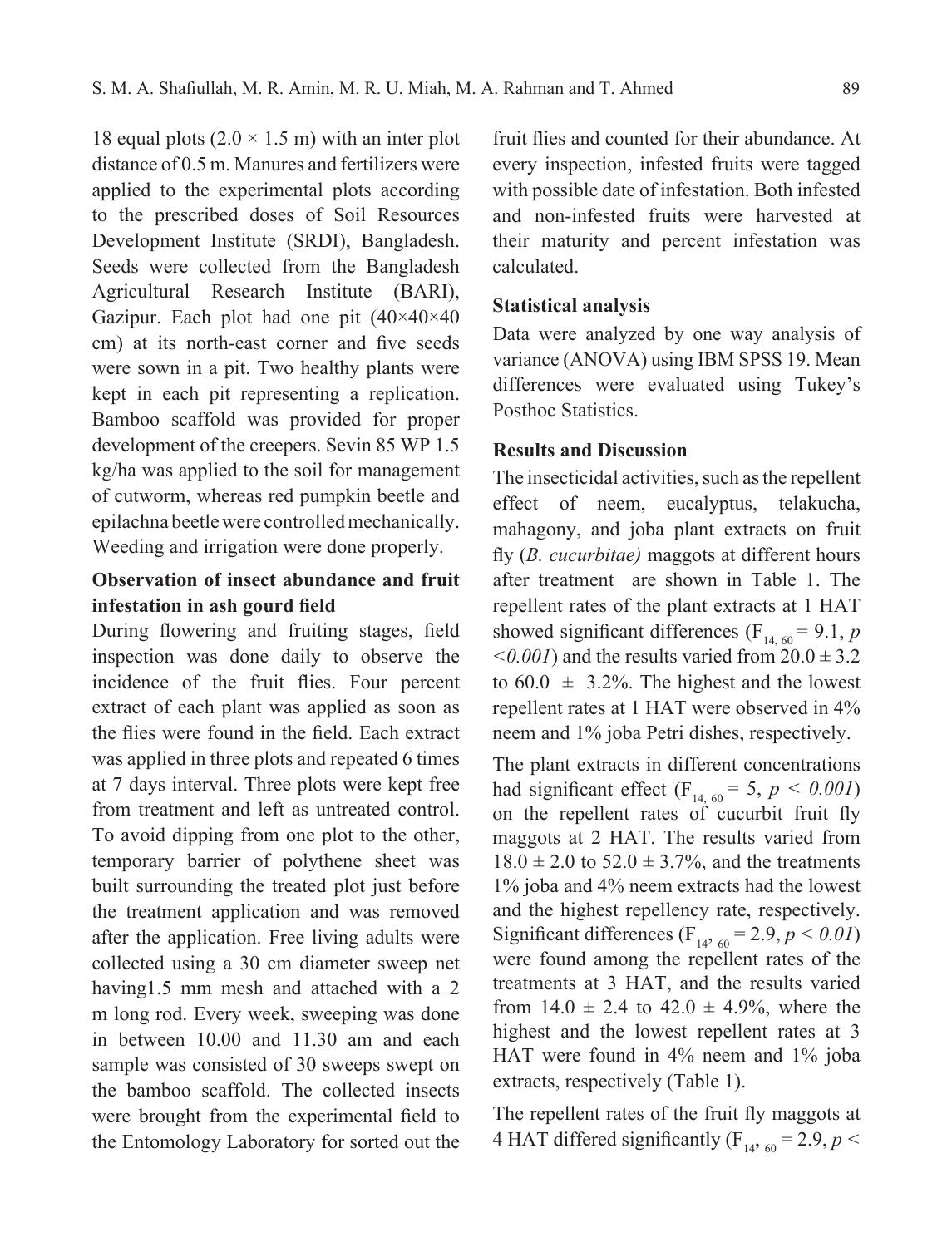18 equal plots (2.0 × 1.5 m) with an inter plot distance of 0.5 m. Manures and fertilizers were applied to the experimental plots according to the prescribed doses of Soil Resources Development Institute (SRDI), Bangladesh. Seeds were collected from the Bangladesh Agricultural Research Institute (BARI), Gazipur. Each plot had one pit (40×40×40 cm) at its north-east corner and five seeds were sown in a pit. Two healthy plants were kept in each pit representing a replication. Bamboo scaffold was provided for proper development of the creepers. Sevin 85 WP 1.5 kg/ha was applied to the soil for management of cutworm, whereas red pumpkin beetle and epilachna beetle were controlled mechanically. Weeding and irrigation were done properly.

**Observation of insect abundance and fruit infestation in ash gourd field**

During flowering and fruiting stages, field inspection was done daily to observe the incidence of the fruit flies. Four percent extract of each plant was applied as soon as the flies were found in the field. Each extract was applied in three plots and repeated 6 times at 7 days interval. Three plots were kept free from treatment and left as untreated control. To avoid dipping from one plot to the other, temporary barrier of polythene sheet was built surrounding the treated plot just before the treatment application and was removed after the application. Free living adults were collected using a 30 cm diameter sweep net having1.5 mm mesh and attached with a 2 m long rod. Every week, sweeping was done in between 10.00 and 11.30 am and each sample was consisted of 30 sweeps swept on the bamboo scaffold. The collected insects were brought from the experimental field to the Entomology Laboratory for sorted out the fruit flies and counted for their abundance. At every inspection, infested fruits were tagged with possible date of infestation. Both infested and non-infested fruits were harvested at their maturity and percent infestation was calculated.

**Statistical analysis**

Data were analyzed by one way analysis of variance (ANOVA) using IBM SPSS 19. Mean differences were evaluated using Tukey's Posthoc Statistics.

**Results and Discussion**

The insecticidal activities, such as the repellent effect of neem, eucalyptus, telakucha, mahagony, and joba plant extracts on fruit fly (*B. cucurbitae)* maggots at different hours after treatment are shown in Table 1. The repellent rates of the plant extracts at 1 HAT showed significant differences ($F_{14, 60} = 9.1$, $p < 0.001$) and the results varied from 20.0 ± 3.2 to 60.0 ± 3.2%. The highest and the lowest repellent rates at 1 HAT were observed in 4% neem and 1% joba Petri dishes, respectively.

The plant extracts in different concentrations had significant effect ($F_{14, 60} = 5$, $p < 0.001$) on the repellent rates of cucurbit fruit fly maggots at 2 HAT. The results varied from 18.0 ± 2.0 to 52.0 ± 3.7%, and the treatments 1% joba and 4% neem extracts had the lowest and the highest repellency rate, respectively. Significant differences ($F_{14, 60} = 2.9$, $p < 0.01$) were found among the repellent rates of the treatments at 3 HAT, and the results varied from 14.0 ± 2.4 to 42.0 ± 4.9%, where the highest and the lowest repellent rates at 3 HAT were found in 4% neem and 1% joba extracts, respectively (Table 1).

The repellent rates of the fruit fly maggots at 4 HAT differed significantly ($F_{14, 60} = 2.9$, $p <$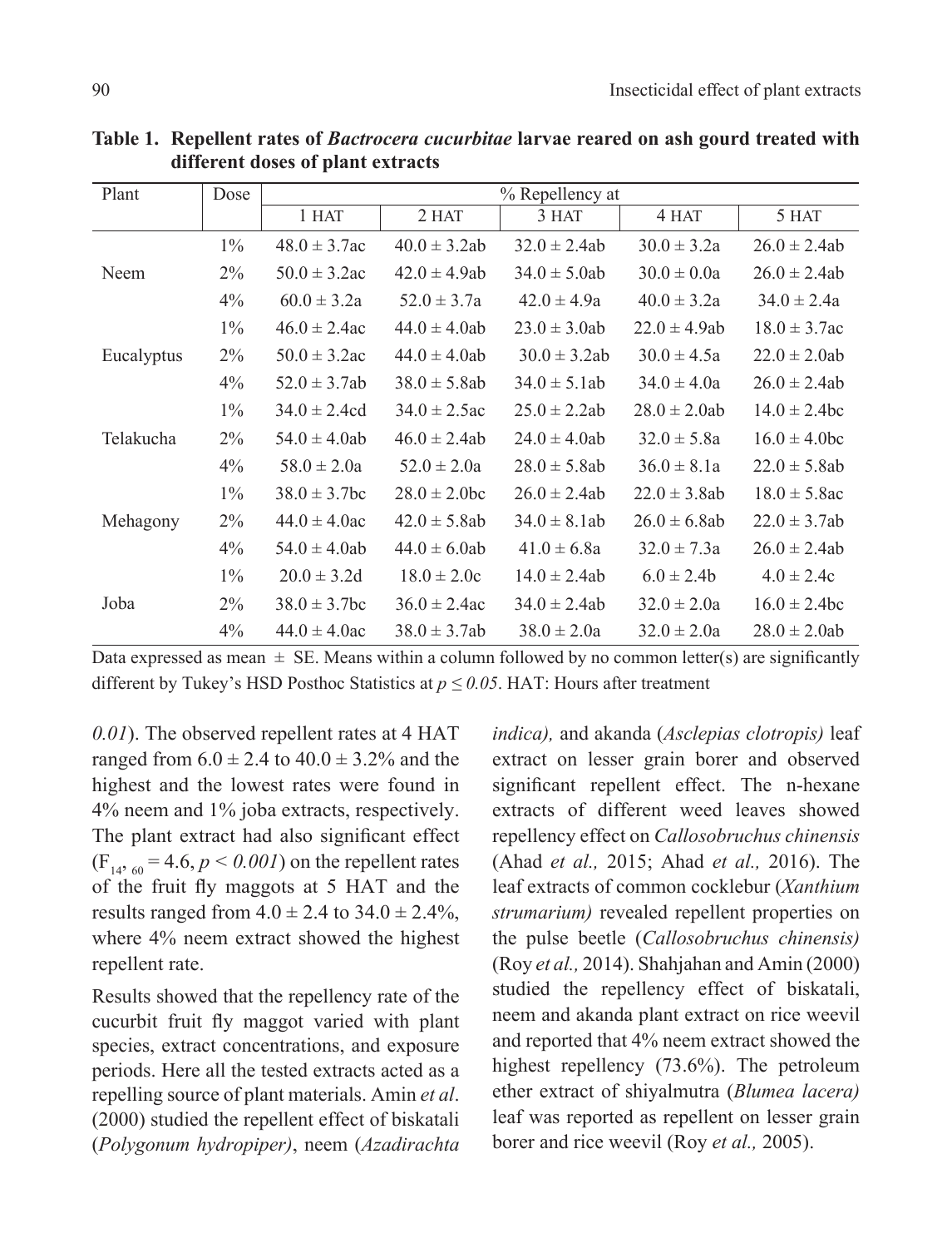**Table 1. Repellent rates of *Bactrocera cucurbitae* larvae reared on ash gourd treated with different doses of plant extracts**

| Plant | Dose | % Repellency at | | | | |
|---|---|---|---|---|---|---|
| | | 1 HAT | 2 HAT | 3 HAT | 4 HAT | 5 HAT |
| Neem | 1% | 48.0 ± 3.7ac | 40.0 ± 3.2ab | 32.0 ± 2.4ab | 30.0 ± 3.2a | 26.0 ± 2.4ab |
| | 2% | 50.0 ± 3.2ac | 42.0 ± 4.9ab | 34.0 ± 5.0ab | 30.0 ± 0.0a | 26.0 ± 2.4ab |
| | 4% | 60.0 ± 3.2a | 52.0 ± 3.7a | 42.0 ± 4.9a | 40.0 ± 3.2a | 34.0 ± 2.4a |
| Eucalyptus | 1% | 46.0 ± 2.4ac | 44.0 ± 4.0ab | 23.0 ± 3.0ab | 22.0 ± 4.9ab | 18.0 ± 3.7ac |
| | 2% | 50.0 ± 3.2ac | 44.0 ± 4.0ab | 30.0 ± 3.2ab | 30.0 ± 4.5a | 22.0 ± 2.0ab |
| | 4% | 52.0 ± 3.7ab | 38.0 ± 5.8ab | 34.0 ± 5.1ab | 34.0 ± 4.0a | 26.0 ± 2.4ab |
| Telakucha | 1% | 34.0 ± 2.4cd | 34.0 ± 2.5ac | 25.0 ± 2.2ab | 28.0 ± 2.0ab | 14.0 ± 2.4bc |
| | 2% | 54.0 ± 4.0ab | 46.0 ± 2.4ab | 24.0 ± 4.0ab | 32.0 ± 5.8a | 16.0 ± 4.0bc |
| | 4% | 58.0 ± 2.0a | 52.0 ± 2.0a | 28.0 ± 5.8ab | 36.0 ± 8.1a | 22.0 ± 5.8ab |
| Mehagony | 1% | 38.0 ± 3.7bc | 28.0 ± 2.0bc | 26.0 ± 2.4ab | 22.0 ± 3.8ab | 18.0 ± 5.8ac |
| | 2% | 44.0 ± 4.0ac | 42.0 ± 5.8ab | 34.0 ± 8.1ab | 26.0 ± 6.8ab | 22.0 ± 3.7ab |
| | 4% | 54.0 ± 4.0ab | 44.0 ± 6.0ab | 41.0 ± 6.8a | 32.0 ± 7.3a | 26.0 ± 2.4ab |
| Joba | 1% | 20.0 ± 3.2d | 18.0 ± 2.0c | 14.0 ± 2.4ab | 6.0 ± 2.4b | 4.0 ± 2.4c |
| | 2% | 38.0 ± 3.7bc | 36.0 ± 2.4ac | 34.0 ± 2.4ab | 32.0 ± 2.0a | 16.0 ± 2.4bc |
| | 4% | 44.0 ± 4.0ac | 38.0 ± 3.7ab | 38.0 ± 2.0a | 32.0 ± 2.0a | 28.0 ± 2.0ab |

Data expressed as mean ± SE. Means within a column followed by no common letter(s) are significantly different by Tukey's HSD Posthoc Statistics at $p \leq 0.05$. HAT: Hours after treatment

*0.01*). The observed repellent rates at 4 HAT ranged from 6.0 ± 2.4 to 40.0 ± 3.2% and the highest and the lowest rates were found in 4% neem and 1% joba extracts, respectively. The plant extract had also significant effect ($F_{14, 60} = 4.6$, $p < 0.001$) on the repellent rates of the fruit fly maggots at 5 HAT and the results ranged from 4.0 ± 2.4 to 34.0 ± 2.4%, where 4% neem extract showed the highest repellent rate.

Results showed that the repellency rate of the cucurbit fruit fly maggot varied with plant species, extract concentrations, and exposure periods. Here all the tested extracts acted as a repelling source of plant materials. Amin *et al*. (2000) studied the repellent effect of biskatali (*Polygonum hydropiper)*, neem (*Azadirachta indica),* and akanda (*Asclepias clotropis)* leaf extract on lesser grain borer and observed significant repellent effect. The n-hexane extracts of different weed leaves showed repellency effect on *Callosobruchus chinensis* (Ahad *et al.,* 2015; Ahad *et al.,* 2016). The leaf extracts of common cocklebur (*Xanthium strumarium)* revealed repellent properties on the pulse beetle (*Callosobruchus chinensis)* (Roy *et al.,* 2014). Shahjahan and Amin (2000) studied the repellency effect of biskatali, neem and akanda plant extract on rice weevil and reported that 4% neem extract showed the highest repellency (73.6%). The petroleum ether extract of shiyalmutra (*Blumea lacera)* leaf was reported as repellent on lesser grain borer and rice weevil (Roy *et al.,* 2005).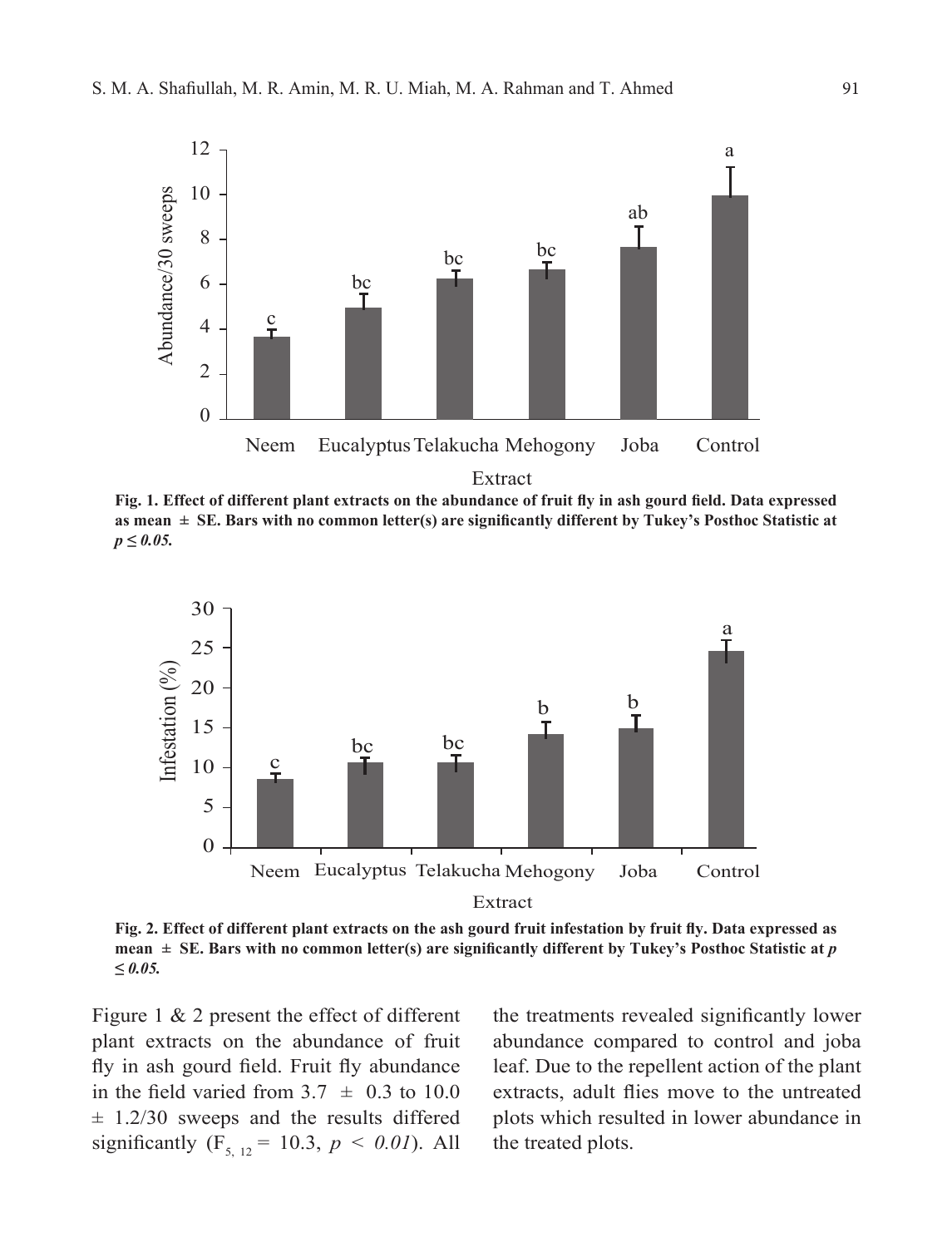**Fig. 1. Effect of different plant extracts on the abundance of fruit fly in ash gourd field. Data expressed as mean ± SE. Bars with no common letter(s) are significantly different by Tukey's Posthoc Statistic at *p ≤ 0.05.***

**Fig. 2. Effect of different plant extracts on the ash gourd fruit infestation by fruit fly. Data expressed as mean ± SE. Bars with no common letter(s) are significantly different by Tukey's Posthoc Statistic at *p ≤ 0.05.***

Figure 1 & 2 present the effect of different plant extracts on the abundance of fruit fly in ash gourd field. Fruit fly abundance in the field varied from 3.7 ± 0.3 to 10.0 ± 1.2/30 sweeps and the results differed significantly ($F_{5, 12} = 10.3$, $p < 0.01$). All the treatments revealed significantly lower abundance compared to control and joba leaf. Due to the repellent action of the plant extracts, adult flies move to the untreated plots which resulted in lower abundance in the treated plots.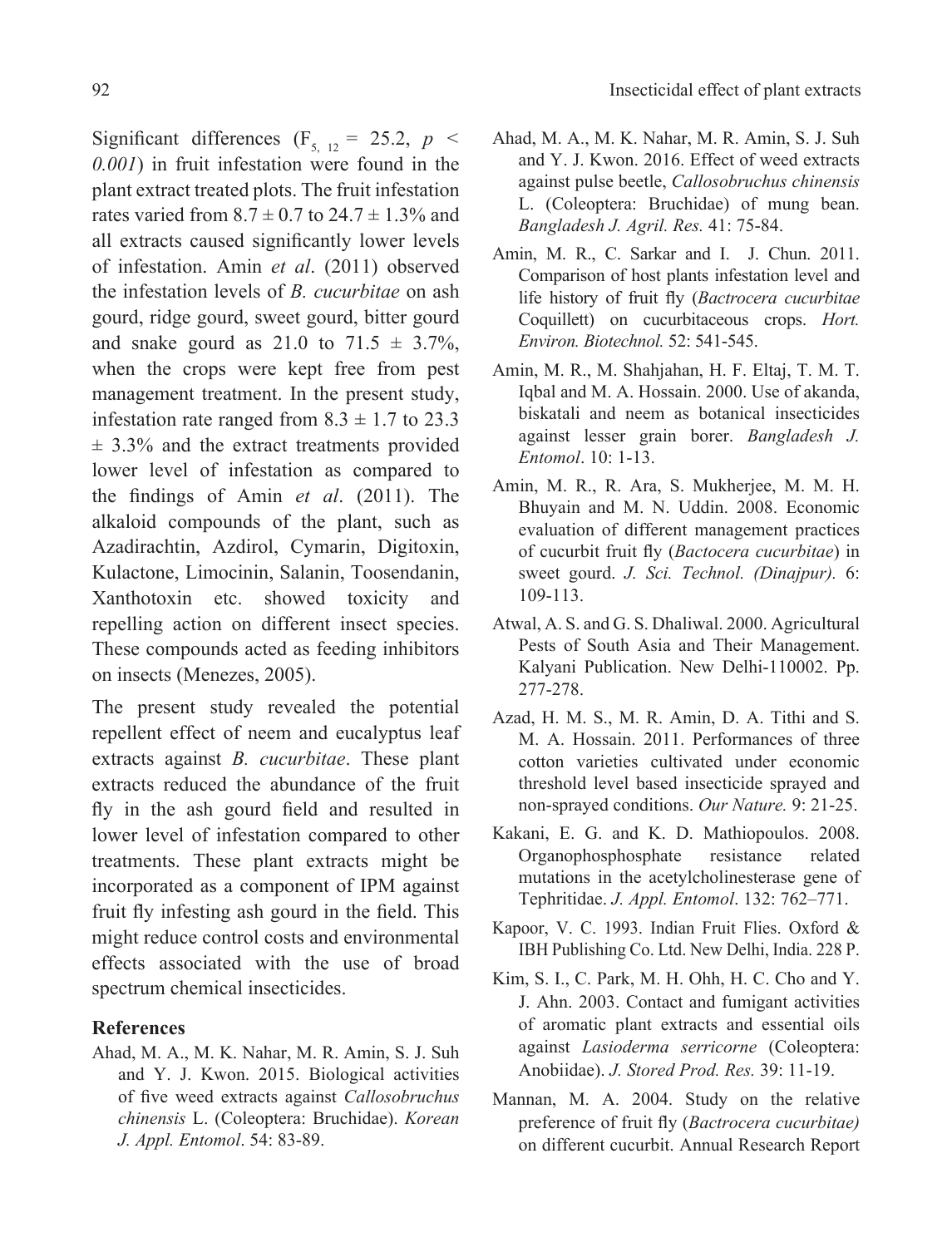Significant differences ($F_{5, 12} = 25.2$, $p < 0.001$) in fruit infestation were found in the plant extract treated plots. The fruit infestation rates varied from $8.7 \pm 0.7$ to $24.7 \pm 1.3\%$ and all extracts caused significantly lower levels of infestation. Amin *et al*. (2011) observed the infestation levels of *B. cucurbitae* on ash gourd, ridge gourd, sweet gourd, bitter gourd and snake gourd as 21.0 to $71.5 \pm 3.7\%$, when the crops were kept free from pest management treatment. In the present study, infestation rate ranged from $8.3 \pm 1.7$ to $23.3 \pm 3.3\%$ and the extract treatments provided lower level of infestation as compared to the findings of Amin *et al*. (2011). The alkaloid compounds of the plant, such as Azadirachtin, Azdirol, Cymarin, Digitoxin, Kulactone, Limocinin, Salanin, Toosendanin, Xanthotoxin etc. showed toxicity and repelling action on different insect species. These compounds acted as feeding inhibitors on insects (Menezes, 2005).

The present study revealed the potential repellent effect of neem and eucalyptus leaf extracts against *B. cucurbitae*. These plant extracts reduced the abundance of the fruit fly in the ash gourd field and resulted in lower level of infestation compared to other treatments. These plant extracts might be incorporated as a component of IPM against fruit fly infesting ash gourd in the field. This might reduce control costs and environmental effects associated with the use of broad spectrum chemical insecticides.

## References

Ahad, M. A., M. K. Nahar, M. R. Amin, S. J. Suh and Y. J. Kwon. 2015. Biological activities of five weed extracts against *Callosobruchus chinensis* L. (Coleoptera: Bruchidae). *Korean J. Appl. Entomol*. 54: 83-89.

Ahad, M. A., M. K. Nahar, M. R. Amin, S. J. Suh and Y. J. Kwon. 2016. Effect of weed extracts against pulse beetle, *Callosobruchus chinensis* L. (Coleoptera: Bruchidae) of mung bean. *Bangladesh J. Agril. Res.* 41: 75-84.

Amin, M. R., C. Sarkar and I. J. Chun. 2011. Comparison of host plants infestation level and life history of fruit fly (*Bactrocera cucurbitae* Coquillett) on cucurbitaceous crops. *Hort. Environ. Biotechnol.* 52: 541-545.

Amin, M. R., M. Shahjahan, H. F. Eltaj, T. M. T. Iqbal and M. A. Hossain. 2000. Use of akanda, biskatali and neem as botanical insecticides against lesser grain borer. *Bangladesh J. Entomol*. 10: 1-13.

Amin, M. R., R. Ara, S. Mukherjee, M. M. H. Bhuyain and M. N. Uddin. 2008. Economic evaluation of different management practices of cucurbit fruit fly (*Bactocera cucurbitae*) in sweet gourd. *J. Sci. Technol. (Dinajpur).* 6: 109-113.

Atwal, A. S. and G. S. Dhaliwal. 2000. Agricultural Pests of South Asia and Their Management. Kalyani Publication. New Delhi-110002. Pp. 277-278.

Azad, H. M. S., M. R. Amin, D. A. Tithi and S. M. A. Hossain. 2011. Performances of three cotton varieties cultivated under economic threshold level based insecticide sprayed and non-sprayed conditions. *Our Nature.* 9: 21-25.

Kakani, E. G. and K. D. Mathiopoulos. 2008. Organophosphosphate resistance related mutations in the acetylcholinesterase gene of Tephritidae. *J. Appl. Entomol*. 132: 762–771.

Kapoor, V. C. 1993. Indian Fruit Flies. Oxford & IBH Publishing Co. Ltd. New Delhi, India. 228 P.

Kim, S. I., C. Park, M. H. Ohh, H. C. Cho and Y. J. Ahn. 2003. Contact and fumigant activities of aromatic plant extracts and essential oils against *Lasioderma serricorne* (Coleoptera: Anobiidae). *J. Stored Prod. Res.* 39: 11-19.

Mannan, M. A. 2004. Study on the relative preference of fruit fly (*Bactrocera cucurbitae)* on different cucurbit. Annual Research Report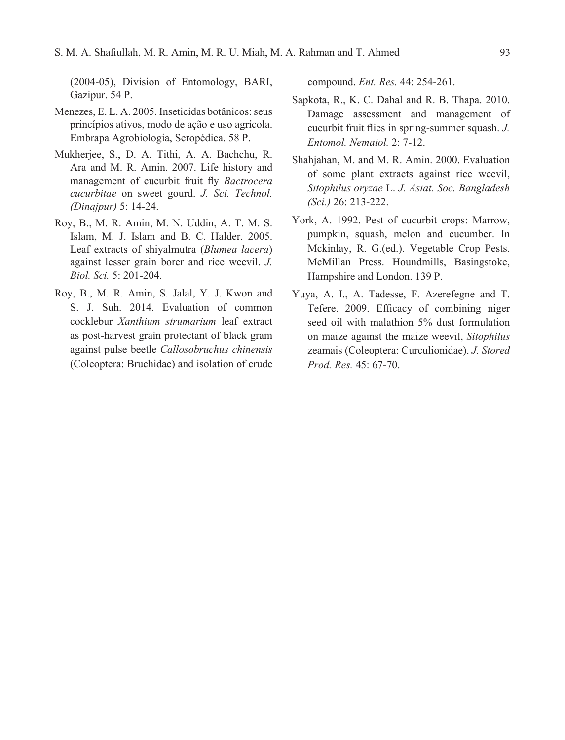(2004-05), Division of Entomology, BARI, Gazipur. 54 P.

Menezes, E. L. A. 2005. Inseticidas botânicos: seus princípios ativos, modo de ação e uso agrícola. Embrapa Agrobiologia, Seropédica. 58 P.

Mukherjee, S., D. A. Tithi, A. A. Bachchu, R. Ara and M. R. Amin. 2007. Life history and management of cucurbit fruit fly *Bactrocera cucurbitae* on sweet gourd. *J. Sci. Technol. (Dinajpur)* 5: 14-24.

Roy, B., M. R. Amin, M. N. Uddin, A. T. M. S. Islam, M. J. Islam and B. C. Halder. 2005. Leaf extracts of shiyalmutra (*Blumea lacera*) against lesser grain borer and rice weevil. *J. Biol. Sci.* 5: 201-204.

Roy, B., M. R. Amin, S. Jalal, Y. J. Kwon and S. J. Suh. 2014. Evaluation of common cocklebur *Xanthium strumarium* leaf extract as post-harvest grain protectant of black gram against pulse beetle *Callosobruchus chinensis* (Coleoptera: Bruchidae) and isolation of crude compound. *Ent. Res.* 44: 254-261.

Sapkota, R., K. C. Dahal and R. B. Thapa. 2010. Damage assessment and management of cucurbit fruit flies in spring-summer squash. *J. Entomol. Nematol.* 2: 7-12.

Shahjahan, M. and M. R. Amin. 2000. Evaluation of some plant extracts against rice weevil, *Sitophilus oryzae* L. *J. Asiat. Soc. Bangladesh (Sci.)* 26: 213-222.

York, A. 1992. Pest of cucurbit crops: Marrow, pumpkin, squash, melon and cucumber. In Mckinlay, R. G.(ed.). Vegetable Crop Pests. McMillan Press. Houndmills, Basingstoke, Hampshire and London. 139 P.

Yuya, A. I., A. Tadesse, F. Azerefegne and T. Tefere. 2009. Efficacy of combining niger seed oil with malathion 5% dust formulation on maize against the maize weevil, *Sitophilus* zeamais (Coleoptera: Curculionidae). *J. Stored Prod. Res.* 45: 67-70.